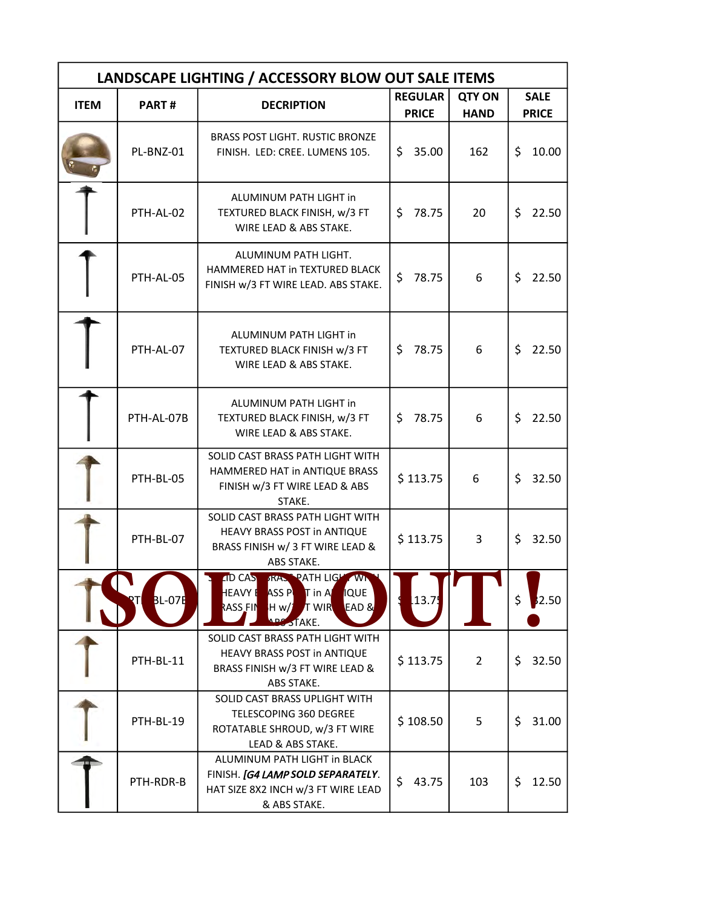| LANDSCAPE LIGHTING / ACCESSORY BLOW OUT SALE ITEMS | | | | | |
|---|---|---|---|---|---|
| ITEM | PART # | DECRIPTION | REGULAR PRICE | QTY ON HAND | SALE PRICE |
| | PL-BNZ-01 | BRASS POST LIGHT. RUSTIC BRONZE FINISH. LED: CREE. LUMENS 105. | $ 35.00 | 162 | $ 10.00 |
| | PTH-AL-02 | ALUMINUM PATH LIGHT in TEXTURED BLACK FINISH, w/3 FT WIRE LEAD & ABS STAKE. | $ 78.75 | 20 | $ 22.50 |
| | PTH-AL-05 | ALUMINUM PATH LIGHT. HAMMERED HAT in TEXTURED BLACK FINISH w/3 FT WIRE LEAD. ABS STAKE. | $ 78.75 | 6 | $ 22.50 |
| | PTH-AL-07 | ALUMINUM PATH LIGHT in TEXTURED BLACK FINISH w/3 FT WIRE LEAD & ABS STAKE. | $ 78.75 | 6 | $ 22.50 |
| | PTH-AL-07B | ALUMINUM PATH LIGHT in TEXTURED BLACK FINISH, w/3 FT WIRE LEAD & ABS STAKE. | $ 78.75 | 6 | $ 22.50 |
| | PTH-BL-05 | SOLID CAST BRASS PATH LIGHT WITH HAMMERED HAT in ANTIQUE BRASS FINISH w/3 FT WIRE LEAD & ABS STAKE. | $ 113.75 | 6 | $ 32.50 |
| | PTH-BL-07 | SOLID CAST BRASS PATH LIGHT WITH HEAVY BRASS POST in ANTIQUE BRASS FINISH w/ 3 FT WIRE LEAD & ABS STAKE. | $ 113.75 | 3 | $ 32.50 |
| SOLD OUT! | PTH-BL-07B | SOLID CAST BRASS PATH LIGHT WITH HEAVY BRASS POST in ANTIQUE BRASS FINISH w/3 FT WIRE LEAD & ABS STAKE. | $ 113.75 | | $ 32.50 |
| | PTH-BL-11 | SOLID CAST BRASS PATH LIGHT WITH HEAVY BRASS POST in ANTIQUE BRASS FINISH w/3 FT WIRE LEAD & ABS STAKE. | $ 113.75 | 2 | $ 32.50 |
| | PTH-BL-19 | SOLID CAST BRASS UPLIGHT WITH TELESCOPING 360 DEGREE ROTATABLE SHROUD, w/3 FT WIRE LEAD & ABS STAKE. | $ 108.50 | 5 | $ 31.00 |
| | PTH-RDR-B | ALUMINUM PATH LIGHT in BLACK FINISH. ***[G4 LAMP SOLD SEPARATELY***. HAT SIZE 8X2 INCH w/3 FT WIRE LEAD & ABS STAKE. | $ 43.75 | 103 | $ 12.50 |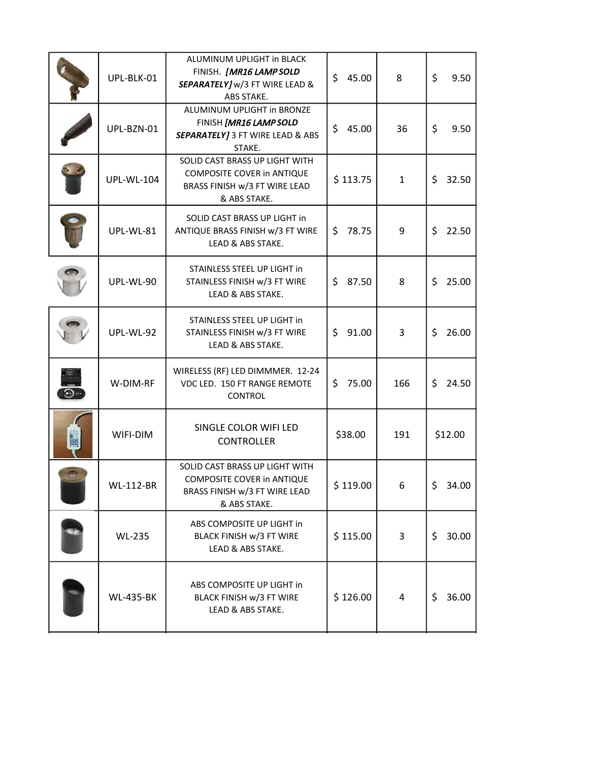| | | | | | |
|---|---|---|---|---|---|
| | UPL-BLK-01 | ALUMINUM UPLIGHT in BLACK FINISH. ***[MR16 LAMP SOLD SEPARATELY]*** w/3 FT WIRE LEAD & ABS STAKE. | $ 45.00 | 8 | $ 9.50 |
| | UPL-BZN-01 | ALUMINUM UPLIGHT in BRONZE FINISH ***[MR16 LAMP SOLD SEPARATELY]*** 3 FT WIRE LEAD & ABS STAKE. | $ 45.00 | 36 | $ 9.50 |
| | UPL-WL-104 | SOLID CAST BRASS UP LIGHT WITH COMPOSITE COVER in ANTIQUE BRASS FINISH w/3 FT WIRE LEAD & ABS STAKE. | $ 113.75 | 1 | $ 32.50 |
| | UPL-WL-81 | SOLID CAST BRASS UP LIGHT in ANTIQUE BRASS FINISH w/3 FT WIRE LEAD & ABS STAKE. | $ 78.75 | 9 | $ 22.50 |
| | UPL-WL-90 | STAINLESS STEEL UP LIGHT in STAINLESS FINISH w/3 FT WIRE LEAD & ABS STAKE. | $ 87.50 | 8 | $ 25.00 |
| | UPL-WL-92 | STAINLESS STEEL UP LIGHT in STAINLESS FINISH w/3 FT WIRE LEAD & ABS STAKE. | $ 91.00 | 3 | $ 26.00 |
| | W-DIM-RF | WIRELESS (RF) LED DIMMMER. 12-24 VDC LED. 150 FT RANGE REMOTE CONTROL | $ 75.00 | 166 | $ 24.50 |
| | WIFI-DIM | SINGLE COLOR WIFI LED CONTROLLER | $38.00 | 191 | $12.00 |
| | WL-112-BR | SOLID CAST BRASS UP LIGHT WITH COMPOSITE COVER in ANTIQUE BRASS FINISH w/3 FT WIRE LEAD & ABS STAKE. | $ 119.00 | 6 | $ 34.00 |
| | WL-235 | ABS COMPOSITE UP LIGHT in BLACK FINISH w/3 FT WIRE LEAD & ABS STAKE. | $ 115.00 | 3 | $ 30.00 |
| | WL-435-BK | ABS COMPOSITE UP LIGHT in BLACK FINISH w/3 FT WIRE LEAD & ABS STAKE. | $ 126.00 | 4 | $ 36.00 |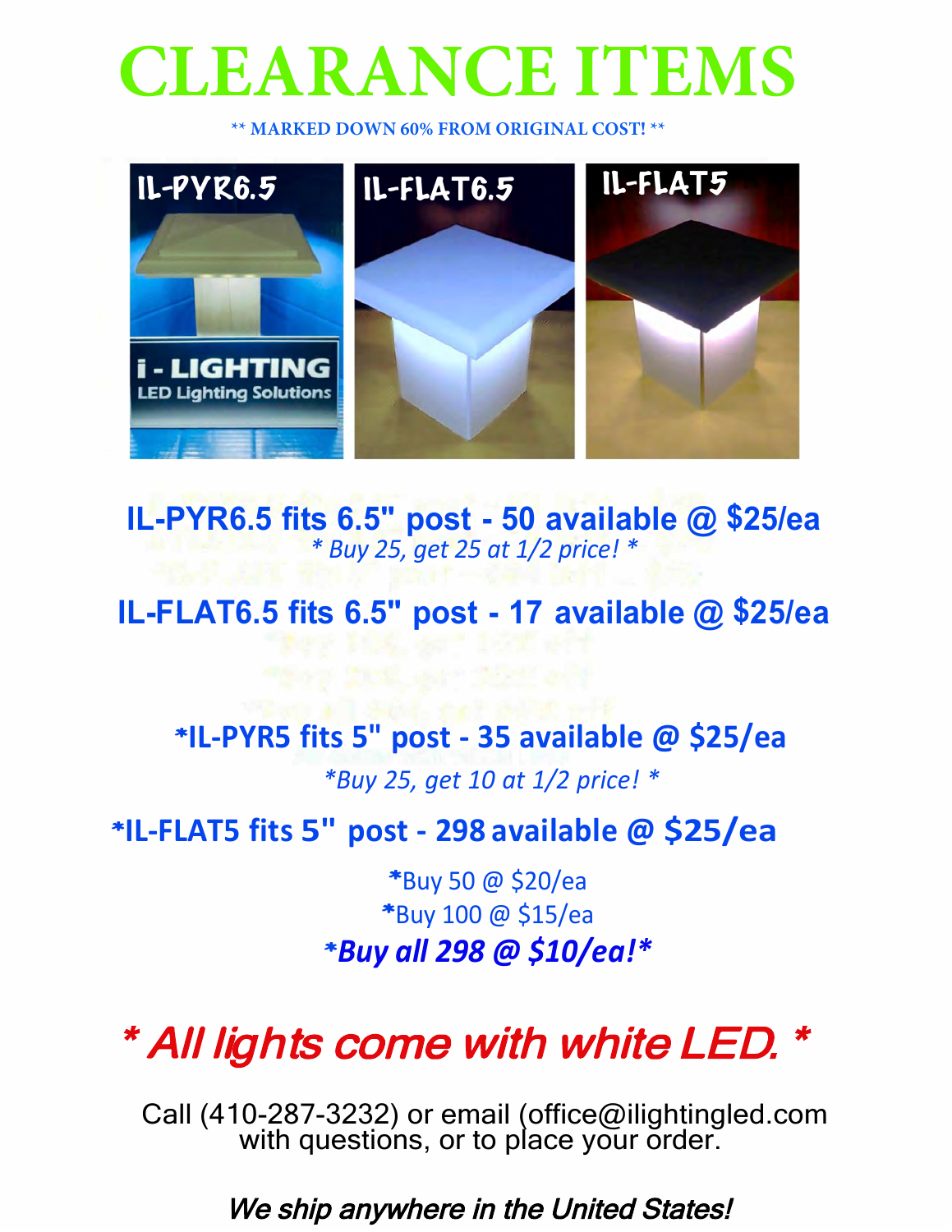# CLEARANCE ITEMS

** MARKED DOWN 60% FROM ORIGINAL COST! **

IL-PYR6.5 IL-FLAT6.5 IL-FLAT5

i - LIGHTING
LED Lighting Solutions

**IL-PYR6.5 fits 6.5" post - 50 available @ $25/ea**

*\* Buy 25, get 25 at 1/2 price! \**

**IL-FLAT6.5 fits 6.5" post - 17 available @ $25/ea**

**\*IL-PYR5 fits 5" post - 35 available @ $25/ea**

*\*Buy 25, get 10 at 1/2 price! \**

**\*IL-FLAT5 fits 5" post - 298 available @ $25/ea**

\*Buy 50 @ $20/ea

\*Buy 100 @ $15/ea

***\*Buy all 298 @ $10/ea!\****

***\* All lights come with white LED. \****

Call (410-287-3232) or email (office@ilightingled.com with questions, or to place your order.

*We ship anywhere in the United States!*